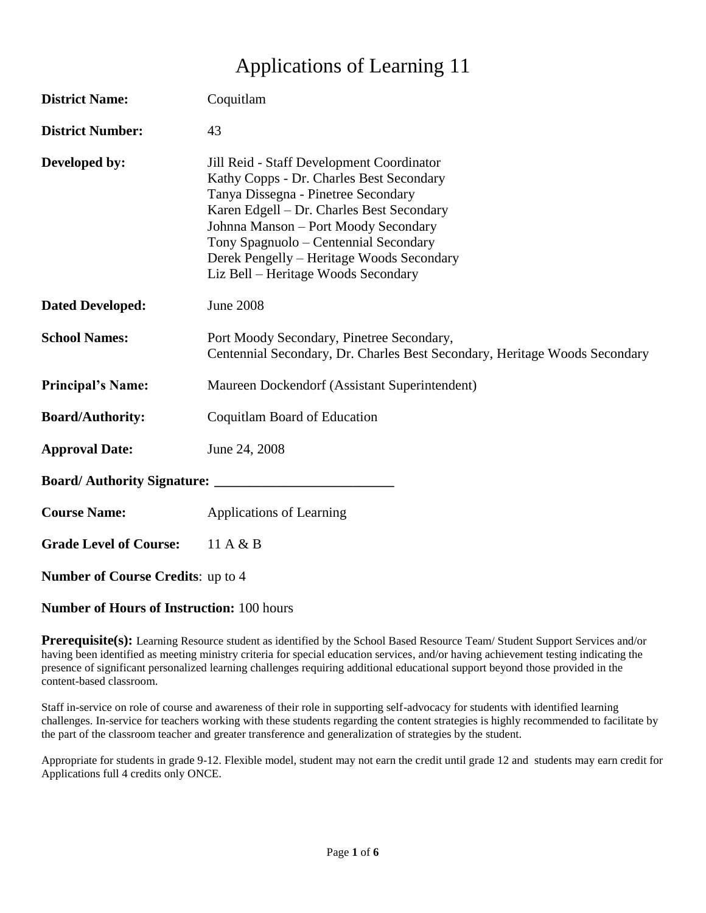# Applications of Learning 11

**District Name:** Coquitlam

**District Number:** 43

**Developed by:**
Jill Reid - Staff Development Coordinator
Kathy Copps - Dr. Charles Best Secondary
Tanya Dissegna - Pinetree Secondary
Karen Edgell – Dr. Charles Best Secondary
Johnna Manson – Port Moody Secondary
Tony Spagnuolo – Centennial Secondary
Derek Pengelly – Heritage Woods Secondary
Liz Bell – Heritage Woods Secondary

**Dated Developed:** June 2008

**School Names:** Port Moody Secondary, Pinetree Secondary, Centennial Secondary, Dr. Charles Best Secondary, Heritage Woods Secondary

**Principal's Name:** Maureen Dockendorf (Assistant Superintendent)

**Board/Authority:** Coquitlam Board of Education

**Approval Date:** June 24, 2008

**Board/ Authority Signature:** __________________________

**Course Name:** Applications of Learning

**Grade Level of Course:** 11 A & B

**Number of Course Credits**: up to 4

**Number of Hours of Instruction:** 100 hours

**Prerequisite(s):** Learning Resource student as identified by the School Based Resource Team/ Student Support Services and/or having been identified as meeting ministry criteria for special education services, and/or having achievement testing indicating the presence of significant personalized learning challenges requiring additional educational support beyond those provided in the content-based classroom.

Staff in-service on role of course and awareness of their role in supporting self-advocacy for students with identified learning challenges. In-service for teachers working with these students regarding the content strategies is highly recommended to facilitate by the part of the classroom teacher and greater transference and generalization of strategies by the student.

Appropriate for students in grade 9-12. Flexible model, student may not earn the credit until grade 12 and students may earn credit for Applications full 4 credits only ONCE.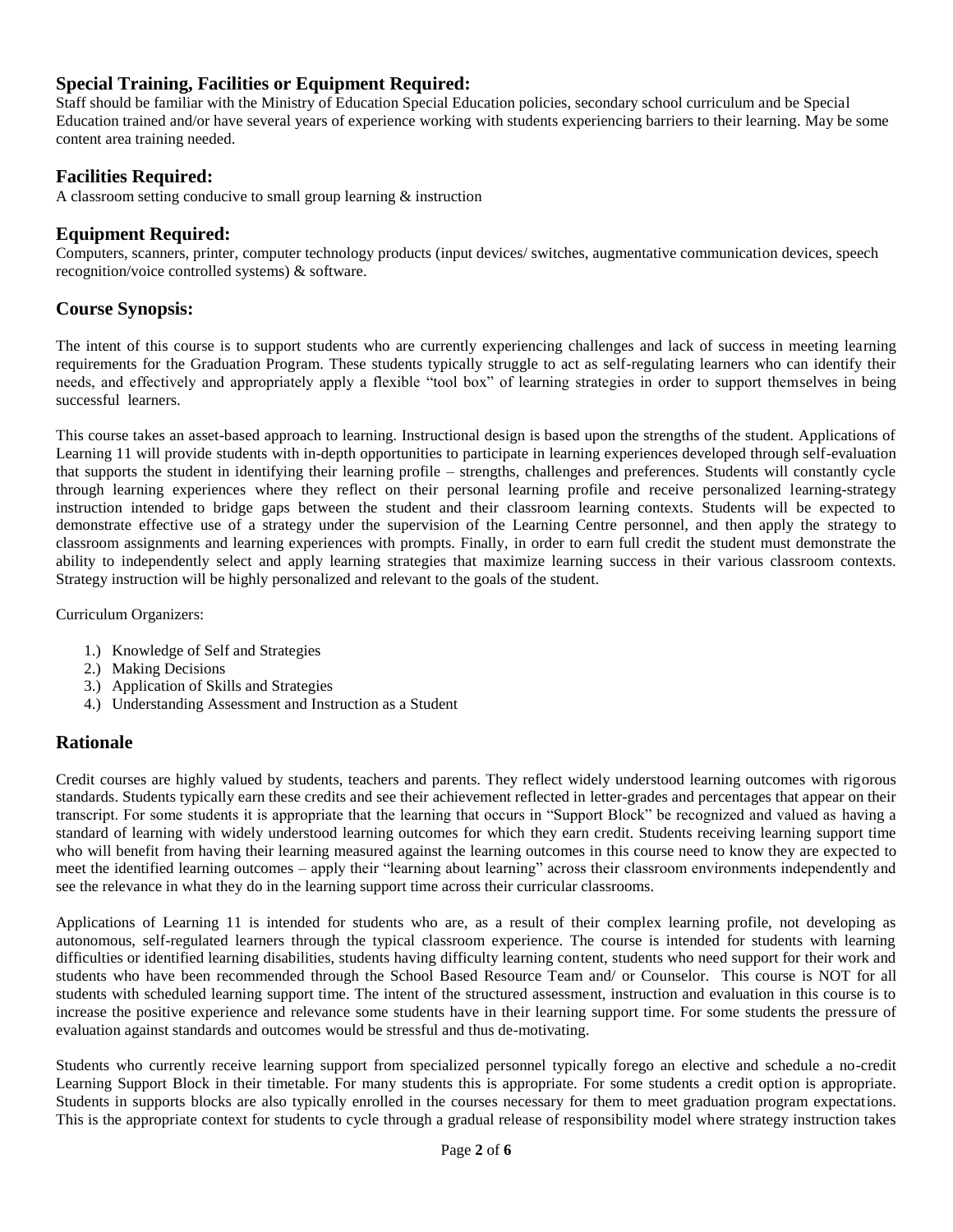## Special Training, Facilities or Equipment Required:

Staff should be familiar with the Ministry of Education Special Education policies, secondary school curriculum and be Special Education trained and/or have several years of experience working with students experiencing barriers to their learning. May be some content area training needed.

## Facilities Required:

A classroom setting conducive to small group learning & instruction

## Equipment Required:

Computers, scanners, printer, computer technology products (input devices/ switches, augmentative communication devices, speech recognition/voice controlled systems) & software.

## Course Synopsis:

The intent of this course is to support students who are currently experiencing challenges and lack of success in meeting learning requirements for the Graduation Program. These students typically struggle to act as self-regulating learners who can identify their needs, and effectively and appropriately apply a flexible "tool box" of learning strategies in order to support themselves in being successful learners.

This course takes an asset-based approach to learning. Instructional design is based upon the strengths of the student. Applications of Learning 11 will provide students with in-depth opportunities to participate in learning experiences developed through self-evaluation that supports the student in identifying their learning profile – strengths, challenges and preferences. Students will constantly cycle through learning experiences where they reflect on their personal learning profile and receive personalized learning-strategy instruction intended to bridge gaps between the student and their classroom learning contexts. Students will be expected to demonstrate effective use of a strategy under the supervision of the Learning Centre personnel, and then apply the strategy to classroom assignments and learning experiences with prompts. Finally, in order to earn full credit the student must demonstrate the ability to independently select and apply learning strategies that maximize learning success in their various classroom contexts. Strategy instruction will be highly personalized and relevant to the goals of the student.

Curriculum Organizers:

1.) Knowledge of Self and Strategies
2.) Making Decisions
3.) Application of Skills and Strategies
4.) Understanding Assessment and Instruction as a Student

## Rationale

Credit courses are highly valued by students, teachers and parents. They reflect widely understood learning outcomes with rigorous standards. Students typically earn these credits and see their achievement reflected in letter-grades and percentages that appear on their transcript. For some students it is appropriate that the learning that occurs in "Support Block" be recognized and valued as having a standard of learning with widely understood learning outcomes for which they earn credit. Students receiving learning support time who will benefit from having their learning measured against the learning outcomes in this course need to know they are expected to meet the identified learning outcomes – apply their "learning about learning" across their classroom environments independently and see the relevance in what they do in the learning support time across their curricular classrooms.

Applications of Learning 11 is intended for students who are, as a result of their complex learning profile, not developing as autonomous, self-regulated learners through the typical classroom experience. The course is intended for students with learning difficulties or identified learning disabilities, students having difficulty learning content, students who need support for their work and students who have been recommended through the School Based Resource Team and/ or Counselor. This course is NOT for all students with scheduled learning support time. The intent of the structured assessment, instruction and evaluation in this course is to increase the positive experience and relevance some students have in their learning support time. For some students the pressure of evaluation against standards and outcomes would be stressful and thus de-motivating.

Students who currently receive learning support from specialized personnel typically forego an elective and schedule a no-credit Learning Support Block in their timetable. For many students this is appropriate. For some students a credit option is appropriate. Students in supports blocks are also typically enrolled in the courses necessary for them to meet graduation program expectations. This is the appropriate context for students to cycle through a gradual release of responsibility model where strategy instruction takes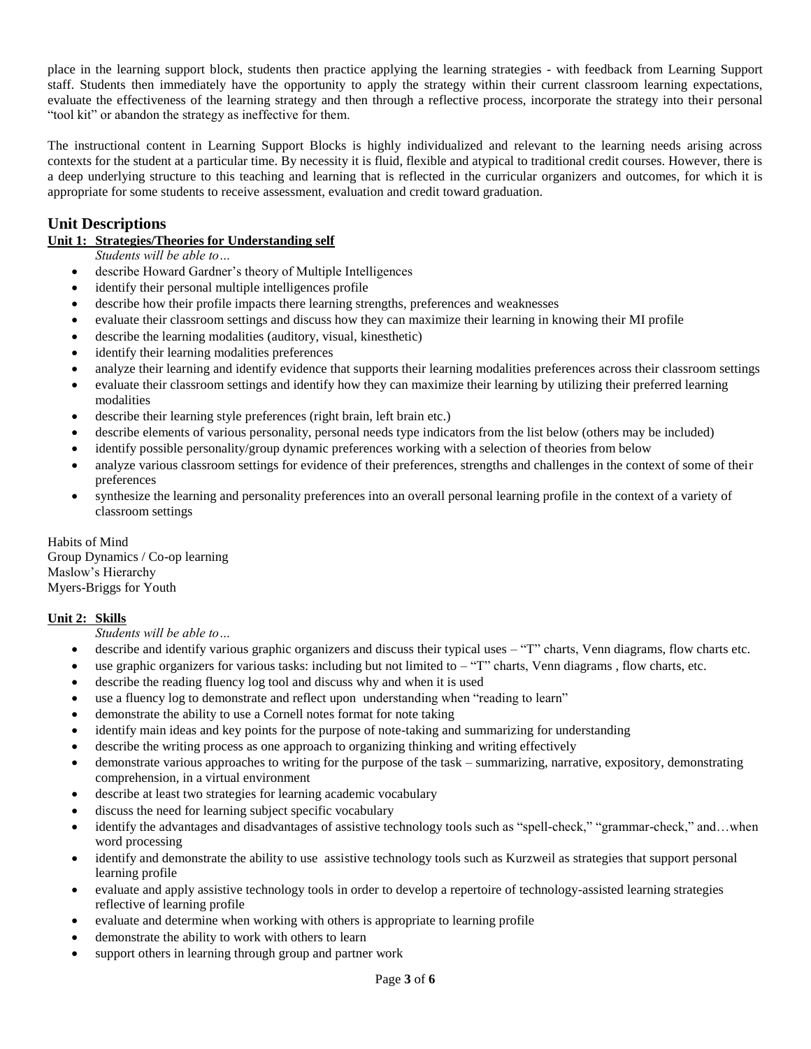place in the learning support block, students then practice applying the learning strategies - with feedback from Learning Support staff. Students then immediately have the opportunity to apply the strategy within their current classroom learning expectations, evaluate the effectiveness of the learning strategy and then through a reflective process, incorporate the strategy into their personal "tool kit" or abandon the strategy as ineffective for them.

The instructional content in Learning Support Blocks is highly individualized and relevant to the learning needs arising across contexts for the student at a particular time. By necessity it is fluid, flexible and atypical to traditional credit courses. However, there is a deep underlying structure to this teaching and learning that is reflected in the curricular organizers and outcomes, for which it is appropriate for some students to receive assessment, evaluation and credit toward graduation.

## Unit Descriptions

### Unit 1: Strategies/Theories for Understanding self

*Students will be able to…*

- describe Howard Gardner's theory of Multiple Intelligences
- identify their personal multiple intelligences profile
- describe how their profile impacts there learning strengths, preferences and weaknesses
- evaluate their classroom settings and discuss how they can maximize their learning in knowing their MI profile
- describe the learning modalities (auditory, visual, kinesthetic)
- identify their learning modalities preferences
- analyze their learning and identify evidence that supports their learning modalities preferences across their classroom settings
- evaluate their classroom settings and identify how they can maximize their learning by utilizing their preferred learning modalities
- describe their learning style preferences (right brain, left brain etc.)
- describe elements of various personality, personal needs type indicators from the list below (others may be included)
- identify possible personality/group dynamic preferences working with a selection of theories from below
- analyze various classroom settings for evidence of their preferences, strengths and challenges in the context of some of their preferences
- synthesize the learning and personality preferences into an overall personal learning profile in the context of a variety of classroom settings

Habits of Mind
Group Dynamics / Co-op learning
Maslow's Hierarchy
Myers-Briggs for Youth

### Unit 2: Skills

*Students will be able to…*

- describe and identify various graphic organizers and discuss their typical uses – "T" charts, Venn diagrams, flow charts etc.
- use graphic organizers for various tasks: including but not limited to – "T" charts, Venn diagrams , flow charts, etc.
- describe the reading fluency log tool and discuss why and when it is used
- use a fluency log to demonstrate and reflect upon understanding when "reading to learn"
- demonstrate the ability to use a Cornell notes format for note taking
- identify main ideas and key points for the purpose of note-taking and summarizing for understanding
- describe the writing process as one approach to organizing thinking and writing effectively
- demonstrate various approaches to writing for the purpose of the task – summarizing, narrative, expository, demonstrating comprehension, in a virtual environment
- describe at least two strategies for learning academic vocabulary
- discuss the need for learning subject specific vocabulary
- identify the advantages and disadvantages of assistive technology tools such as "spell-check," "grammar-check," and…when word processing
- identify and demonstrate the ability to use assistive technology tools such as Kurzweil as strategies that support personal learning profile
- evaluate and apply assistive technology tools in order to develop a repertoire of technology-assisted learning strategies reflective of learning profile
- evaluate and determine when working with others is appropriate to learning profile
- demonstrate the ability to work with others to learn
- support others in learning through group and partner work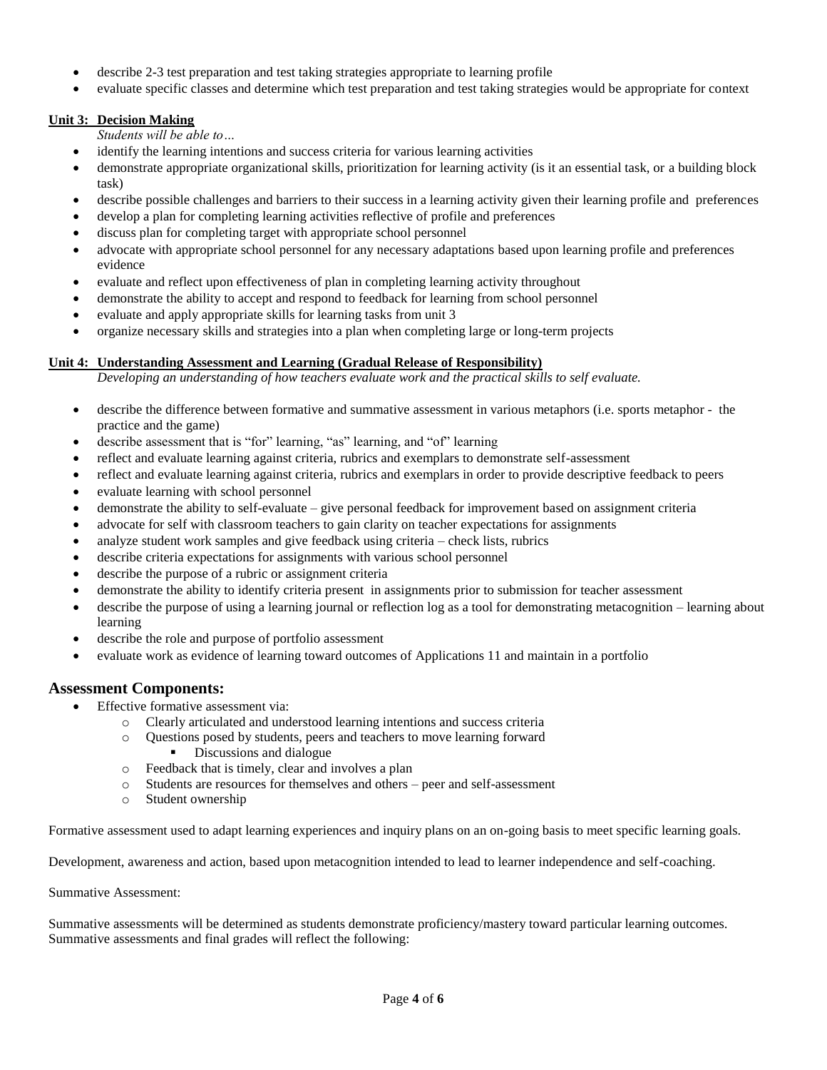- describe 2-3 test preparation and test taking strategies appropriate to learning profile
- evaluate specific classes and determine which test preparation and test taking strategies would be appropriate for context

**Unit 3: Decision Making**

*Students will be able to…*

- identify the learning intentions and success criteria for various learning activities
- demonstrate appropriate organizational skills, prioritization for learning activity (is it an essential task, or a building block task)
- describe possible challenges and barriers to their success in a learning activity given their learning profile and preferences
- develop a plan for completing learning activities reflective of profile and preferences
- discuss plan for completing target with appropriate school personnel
- advocate with appropriate school personnel for any necessary adaptations based upon learning profile and preferences evidence
- evaluate and reflect upon effectiveness of plan in completing learning activity throughout
- demonstrate the ability to accept and respond to feedback for learning from school personnel
- evaluate and apply appropriate skills for learning tasks from unit 3
- organize necessary skills and strategies into a plan when completing large or long-term projects

**Unit 4: Understanding Assessment and Learning (Gradual Release of Responsibility)**

*Developing an understanding of how teachers evaluate work and the practical skills to self evaluate.*

- describe the difference between formative and summative assessment in various metaphors (i.e. sports metaphor - the practice and the game)
- describe assessment that is "for" learning, "as" learning, and "of" learning
- reflect and evaluate learning against criteria, rubrics and exemplars to demonstrate self-assessment
- reflect and evaluate learning against criteria, rubrics and exemplars in order to provide descriptive feedback to peers
- evaluate learning with school personnel
- demonstrate the ability to self-evaluate – give personal feedback for improvement based on assignment criteria
- advocate for self with classroom teachers to gain clarity on teacher expectations for assignments
- analyze student work samples and give feedback using criteria – check lists, rubrics
- describe criteria expectations for assignments with various school personnel
- describe the purpose of a rubric or assignment criteria
- demonstrate the ability to identify criteria present in assignments prior to submission for teacher assessment
- describe the purpose of using a learning journal or reflection log as a tool for demonstrating metacognition – learning about learning
- describe the role and purpose of portfolio assessment
- evaluate work as evidence of learning toward outcomes of Applications 11 and maintain in a portfolio

## Assessment Components:

- Effective formative assessment via:
  - Clearly articulated and understood learning intentions and success criteria
  - Questions posed by students, peers and teachers to move learning forward
    - Discussions and dialogue
  - Feedback that is timely, clear and involves a plan
  - Students are resources for themselves and others – peer and self-assessment
  - Student ownership

Formative assessment used to adapt learning experiences and inquiry plans on an on-going basis to meet specific learning goals.

Development, awareness and action, based upon metacognition intended to lead to learner independence and self-coaching.

Summative Assessment:

Summative assessments will be determined as students demonstrate proficiency/mastery toward particular learning outcomes. Summative assessments and final grades will reflect the following: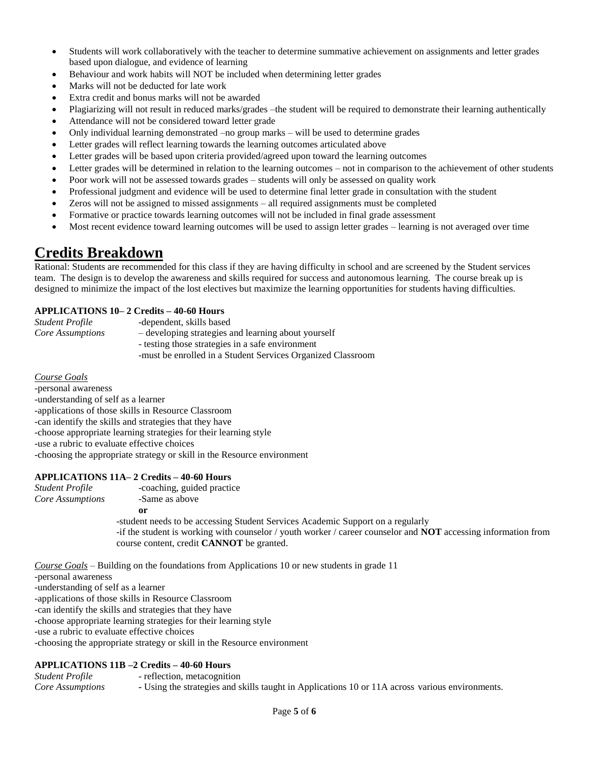- Students will work collaboratively with the teacher to determine summative achievement on assignments and letter grades based upon dialogue, and evidence of learning
- Behaviour and work habits will NOT be included when determining letter grades
- Marks will not be deducted for late work
- Extra credit and bonus marks will not be awarded
- Plagiarizing will not result in reduced marks/grades –the student will be required to demonstrate their learning authentically
- Attendance will not be considered toward letter grade
- Only individual learning demonstrated –no group marks – will be used to determine grades
- Letter grades will reflect learning towards the learning outcomes articulated above
- Letter grades will be based upon criteria provided/agreed upon toward the learning outcomes
- Letter grades will be determined in relation to the learning outcomes – not in comparison to the achievement of other students
- Poor work will not be assessed towards grades – students will only be assessed on quality work
- Professional judgment and evidence will be used to determine final letter grade in consultation with the student
- Zeros will not be assigned to missed assignments – all required assignments must be completed
- Formative or practice towards learning outcomes will not be included in final grade assessment
- Most recent evidence toward learning outcomes will be used to assign letter grades – learning is not averaged over time

# Credits Breakdown

Rational: Students are recommended for this class if they are having difficulty in school and are screened by the Student services team. The design is to develop the awareness and skills required for success and autonomous learning. The course break up is designed to minimize the impact of the lost electives but maximize the learning opportunities for students having difficulties.

**APPLICATIONS 10– 2 Credits – 40-60 Hours**

*Student Profile* -dependent, skills based

*Core Assumptions* – developing strategies and learning about yourself
- testing those strategies in a safe environment
-must be enrolled in a Student Services Organized Classroom

*Course Goals*

-personal awareness
-understanding of self as a learner
-applications of those skills in Resource Classroom
-can identify the skills and strategies that they have
-choose appropriate learning strategies for their learning style
-use a rubric to evaluate effective choices
-choosing the appropriate strategy or skill in the Resource environment

**APPLICATIONS 11A– 2 Credits – 40-60 Hours**

*Student Profile* -coaching, guided practice

*Core Assumptions* -Same as above

**or**

-student needs to be accessing Student Services Academic Support on a regularly
-if the student is working with counselor / youth worker / career counselor and **NOT** accessing information from course content, credit **CANNOT** be granted.

*Course Goals* – Building on the foundations from Applications 10 or new students in grade 11

-personal awareness
-understanding of self as a learner
-applications of those skills in Resource Classroom
-can identify the skills and strategies that they have
-choose appropriate learning strategies for their learning style
-use a rubric to evaluate effective choices
-choosing the appropriate strategy or skill in the Resource environment

**APPLICATIONS 11B –2 Credits – 40-60 Hours**

*Student Profile* - reflection, metacognition

*Core Assumptions* - Using the strategies and skills taught in Applications 10 or 11A across various environments.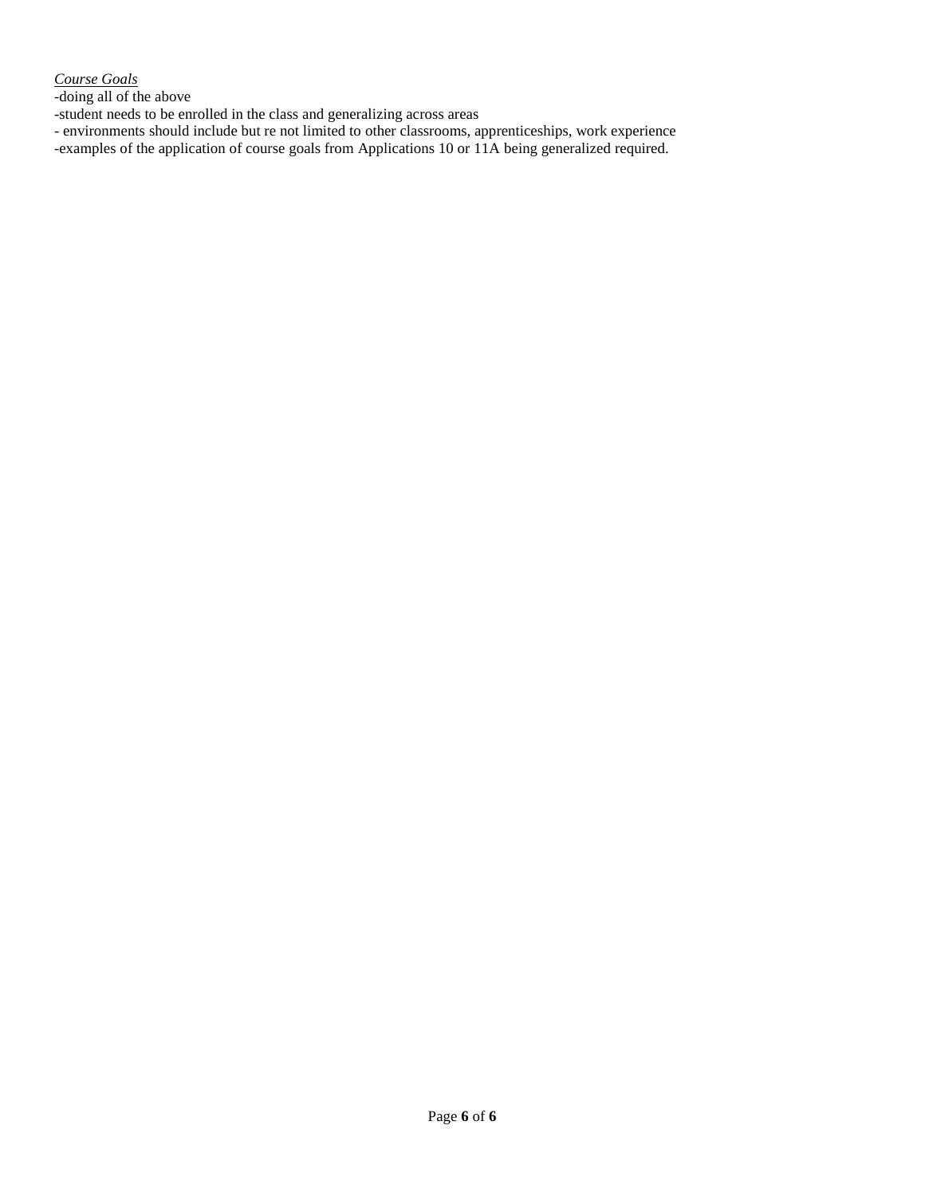*Course Goals*

-doing all of the above

-student needs to be enrolled in the class and generalizing across areas

- environments should include but re not limited to other classrooms, apprenticeships, work experience

-examples of the application of course goals from Applications 10 or 11A being generalized required.